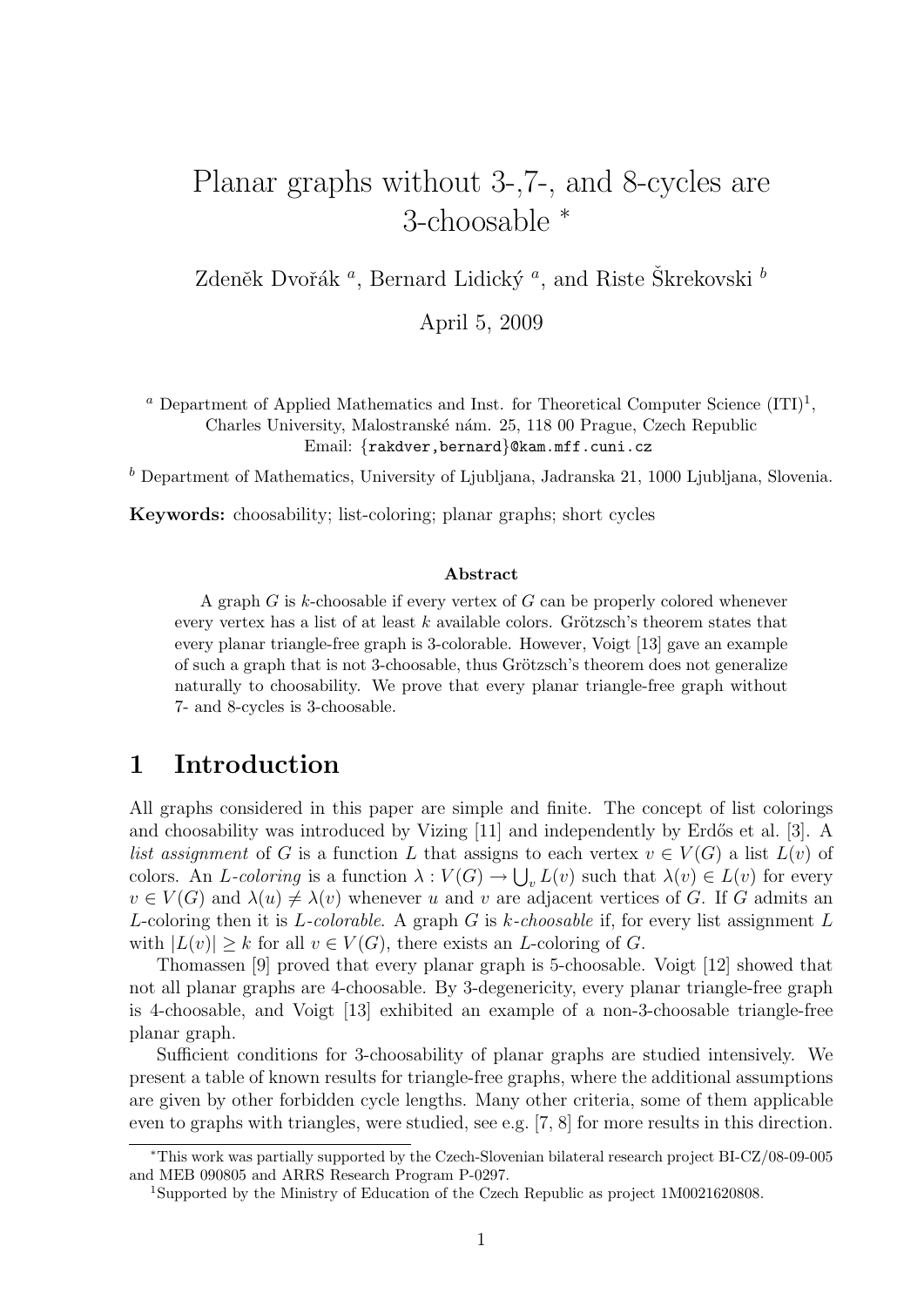# Planar graphs without 3-,7-, and 8-cycles are 3-choosable *

Zdeněk Dvořák [a], Bernard Lidický [a], and Riste Škrekovski [b]

April 5, 2009

[a] Department of Applied Mathematics and Inst. for Theoretical Computer Science (ITI)[1], Charles University, Malostranské nám. 25, 118 00 Prague, Czech Republic
Email: {rakdver,bernard}@kam.mff.cuni.cz

[b] Department of Mathematics, University of Ljubljana, Jadranska 21, 1000 Ljubljana, Slovenia.

**Keywords:** choosability; list-coloring; planar graphs; short cycles

### Abstract

A graph $G$ is $k$-choosable if every vertex of $G$ can be properly colored whenever every vertex has a list of at least $k$ available colors. Grötzsch's theorem states that every planar triangle-free graph is 3-colorable. However, Voigt [13] gave an example of such a graph that is not 3-choosable, thus Grötzsch's theorem does not generalize naturally to choosability. We prove that every planar triangle-free graph without 7- and 8-cycles is 3-choosable.

## 1 Introduction

All graphs considered in this paper are simple and finite. The concept of list colorings and choosability was introduced by Vizing [11] and independently by Erdős et al. [3]. A *list assignment* of $G$ is a function $L$ that assigns to each vertex $v \in V(G)$ a list $L(v)$ of colors. An *$L$-coloring* is a function $\lambda : V(G) \to \bigcup_v L(v)$ such that $\lambda(v) \in L(v)$ for every $v \in V(G)$ and $\lambda(u) \neq \lambda(v)$ whenever $u$ and $v$ are adjacent vertices of $G$. If $G$ admits an $L$-coloring then it is *$L$-colorable*. A graph $G$ is *$k$-choosable* if, for every list assignment $L$ with $|L(v)| \geq k$ for all $v \in V(G)$, there exists an $L$-coloring of $G$.

Thomassen [9] proved that every planar graph is 5-choosable. Voigt [12] showed that not all planar graphs are 4-choosable. By 3-degenericity, every planar triangle-free graph is 4-choosable, and Voigt [13] exhibited an example of a non-3-choosable triangle-free planar graph.

Sufficient conditions for 3-choosability of planar graphs are studied intensively. We present a table of known results for triangle-free graphs, where the additional assumptions are given by other forbidden cycle lengths. Many other criteria, some of them applicable even to graphs with triangles, were studied, see e.g. [7, 8] for more results in this direction.

*This work was partially supported by the Czech-Slovenian bilateral research project BI-CZ/08-09-005 and MEB 090805 and ARRS Research Program P-0297.

[1]Supported by the Ministry of Education of the Czech Republic as project 1M0021620808.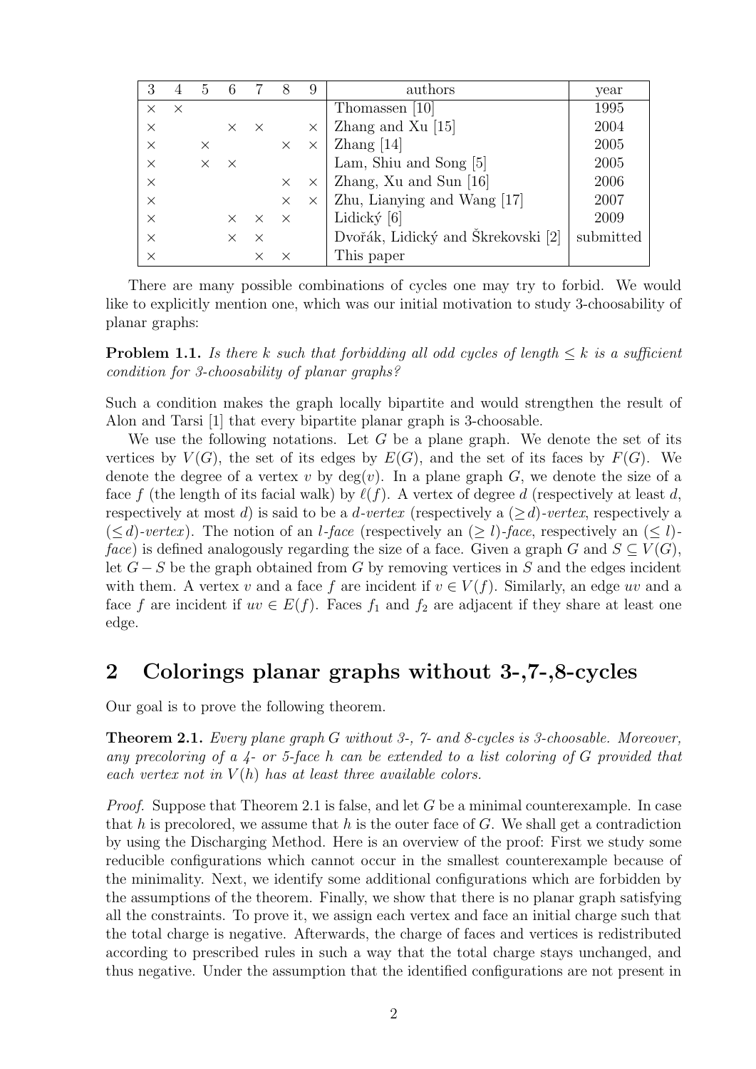| 3 | 4 | 5 | 6 | 7 | 8 | 9 | authors | year |
|---|---|---|---|---|---|---|---|---|
| × | × | | | | | | Thomassen [10] | 1995 |
| × | | | × | × | | × | Zhang and Xu [15] | 2004 |
| × | | × | | | × | × | Zhang [14] | 2005 |
| × | | × | × | | | | Lam, Shiu and Song [5] | 2005 |
| × | | | | | × | × | Zhang, Xu and Sun [16] | 2006 |
| × | | | | | × | × | Zhu, Lianying and Wang [17] | 2007 |
| × | | | × | × | × | | Lidický [6] | 2009 |
| × | | | × | × | | | Dvořák, Lidický and Škrekovski [2] | submitted |
| × | | | | × | × | | This paper | |

There are many possible combinations of cycles one may try to forbid. We would like to explicitly mention one, which was our initial motivation to study 3-choosability of planar graphs:

**Problem 1.1.** *Is there $k$ such that forbidding all odd cycles of length $\leq k$ is a sufficient condition for 3-choosability of planar graphs?*

Such a condition makes the graph locally bipartite and would strengthen the result of Alon and Tarsi [1] that every bipartite planar graph is 3-choosable.

We use the following notations. Let $G$ be a plane graph. We denote the set of its vertices by $V(G)$, the set of its edges by $E(G)$, and the set of its faces by $F(G)$. We denote the degree of a vertex $v$ by $\deg(v)$. In a plane graph $G$, we denote the size of a face $f$ (the length of its facial walk) by $\ell(f)$. A vertex of degree $d$ (respectively at least $d$, respectively at most $d$) is said to be a *$d$-vertex* (respectively a *$(\geq d)$-vertex*, respectively a *$(\leq d)$-vertex*). The notion of an *$l$-face* (respectively an *$(\geq l)$-face*, respectively an *$(\leq l)$-face*) is defined analogously regarding the size of a face. Given a graph $G$ and $S \subseteq V(G)$, let $G - S$ be the graph obtained from $G$ by removing vertices in $S$ and the edges incident with them. A vertex $v$ and a face $f$ are incident if $v \in V(f)$. Similarly, an edge $uv$ and a face $f$ are incident if $uv \in E(f)$. Faces $f_1$ and $f_2$ are adjacent if they share at least one edge.

## 2 Colorings planar graphs without 3-,7-,8-cycles

Our goal is to prove the following theorem.

**Theorem 2.1.** *Every plane graph $G$ without 3-, 7- and 8-cycles is 3-choosable. Moreover, any precoloring of a 4- or 5-face $h$ can be extended to a list coloring of $G$ provided that each vertex not in $V(h)$ has at least three available colors.*

*Proof.* Suppose that Theorem 2.1 is false, and let $G$ be a minimal counterexample. In case that $h$ is precolored, we assume that $h$ is the outer face of $G$. We shall get a contradiction by using the Discharging Method. Here is an overview of the proof: First we study some reducible configurations which cannot occur in the smallest counterexample because of the minimality. Next, we identify some additional configurations which are forbidden by the assumptions of the theorem. Finally, we show that there is no planar graph satisfying all the constraints. To prove it, we assign each vertex and face an initial charge such that the total charge is negative. Afterwards, the charge of faces and vertices is redistributed according to prescribed rules in such a way that the total charge stays unchanged, and thus negative. Under the assumption that the identified configurations are not present in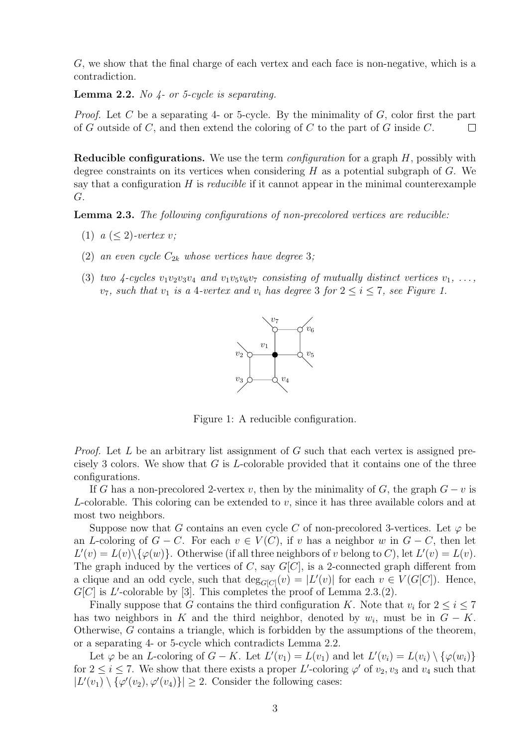$G$, we show that the final charge of each vertex and each face is non-negative, which is a contradiction.

**Lemma 2.2.** *No 4- or 5-cycle is separating.*

*Proof.* Let $C$ be a separating 4- or 5-cycle. By the minimality of $G$, color first the part of $G$ outside of $C$, and then extend the coloring of $C$ to the part of $G$ inside $C$. $\square$

**Reducible configurations.** We use the term *configuration* for a graph $H$, possibly with degree constraints on its vertices when considering $H$ as a potential subgraph of $G$. We say that a configuration $H$ is *reducible* if it cannot appear in the minimal counterexample $G$.

**Lemma 2.3.** *The following configurations of non-precolored vertices are reducible:*

1. *a $(\leq 2)$-vertex $v$;*
2. *an even cycle $C_{2k}$ whose vertices have degree 3;*
3. *two 4-cycles $v_1v_2v_3v_4$ and $v_1v_5v_6v_7$ consisting of mutually distinct vertices $v_1, \ldots, v_7$, such that $v_1$ is a 4-vertex and $v_i$ has degree 3 for $2 \leq i \leq 7$, see Figure 1.*

Figure 1: A reducible configuration.

*Proof.* Let $L$ be an arbitrary list assignment of $G$ such that each vertex is assigned precisely 3 colors. We show that $G$ is $L$-colorable provided that it contains one of the three configurations.

If $G$ has a non-precolored 2-vertex $v$, then by the minimality of $G$, the graph $G - v$ is $L$-colorable. This coloring can be extended to $v$, since it has three available colors and at most two neighbors.

Suppose now that $G$ contains an even cycle $C$ of non-precolored 3-vertices. Let $\varphi$ be an $L$-coloring of $G - C$. For each $v \in V(C)$, if $v$ has a neighbor $w$ in $G - C$, then let $L'(v) = L(v) \setminus \{\varphi(w)\}$. Otherwise (if all three neighbors of $v$ belong to $C$), let $L'(v) = L(v)$. The graph induced by the vertices of $C$, say $G[C]$, is a 2-connected graph different from a clique and an odd cycle, such that $\deg_{G[C]}(v) = |L'(v)|$ for each $v \in V(G[C])$. Hence, $G[C]$ is $L'$-colorable by [3]. This completes the proof of Lemma 2.3.(2).

Finally suppose that $G$ contains the third configuration $K$. Note that $v_i$ for $2 \leq i \leq 7$ has two neighbors in $K$ and the third neighbor, denoted by $w_i$, must be in $G - K$. Otherwise, $G$ contains a triangle, which is forbidden by the assumptions of the theorem, or a separating 4- or 5-cycle which contradicts Lemma 2.2.

Let $\varphi$ be an $L$-coloring of $G - K$. Let $L'(v_1) = L(v_1)$ and let $L'(v_i) = L(v_i) \setminus \{\varphi(w_i)\}$ for $2 \leq i \leq 7$. We show that there exists a proper $L'$-coloring $\varphi'$ of $v_2, v_3$ and $v_4$ such that $|L'(v_1) \setminus \{\varphi'(v_2), \varphi'(v_4)\}| \geq 2$. Consider the following cases: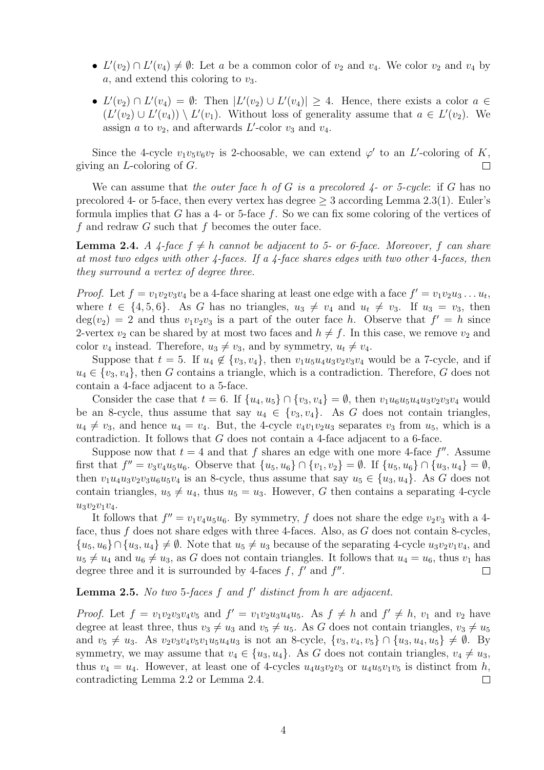- $L'(v_2) \cap L'(v_4) \neq \emptyset$: Let $a$ be a common color of $v_2$ and $v_4$. We color $v_2$ and $v_4$ by $a$, and extend this coloring to $v_3$.
- $L'(v_2) \cap L'(v_4) = \emptyset$: Then $|L'(v_2) \cup L'(v_4)| \geq 4$. Hence, there exists a color $a \in (L'(v_2) \cup L'(v_4)) \setminus L'(v_1)$. Without loss of generality assume that $a \in L'(v_2)$. We assign $a$ to $v_2$, and afterwards $L'$-color $v_3$ and $v_4$.

Since the 4-cycle $v_1v_5v_6v_7$ is 2-choosable, we can extend $\varphi'$ to an $L'$-coloring of $K$, giving an $L$-coloring of $G$. □

We can assume that *the outer face $h$ of $G$ is a precolored 4- or 5-cycle*: if $G$ has no precolored 4- or 5-face, then every vertex has degree $\geq 3$ according Lemma 2.3(1). Euler's formula implies that $G$ has a 4- or 5-face $f$. So we can fix some coloring of the vertices of $f$ and redraw $G$ such that $f$ becomes the outer face.

**Lemma 2.4.** *A 4-face $f \neq h$ cannot be adjacent to 5- or 6-face. Moreover, $f$ can share at most two edges with other 4-faces. If a 4-face shares edges with two other 4-faces, then they surround a vertex of degree three.*

*Proof.* Let $f = v_1v_2v_3v_4$ be a 4-face sharing at least one edge with a face $f' = v_1v_2u_3 \ldots u_t$, where $t \in \{4, 5, 6\}$. As $G$ has no triangles, $u_3 \neq v_4$ and $u_t \neq v_3$. If $u_3 = v_3$, then $\deg(v_2) = 2$ and thus $v_1v_2v_3$ is a part of the outer face $h$. Observe that $f' = h$ since 2-vertex $v_2$ can be shared by at most two faces and $h \neq f$. In this case, we remove $v_2$ and color $v_4$ instead. Therefore, $u_3 \neq v_3$, and by symmetry, $u_t \neq v_4$.

Suppose that $t = 5$. If $u_4 \notin \{v_3, v_4\}$, then $v_1u_5u_4u_3v_2v_3v_4$ would be a 7-cycle, and if $u_4 \in \{v_3, v_4\}$, then $G$ contains a triangle, which is a contradiction. Therefore, $G$ does not contain a 4-face adjacent to a 5-face.

Consider the case that $t = 6$. If $\{u_4, u_5\} \cap \{v_3, v_4\} = \emptyset$, then $v_1u_6u_5u_4u_3v_2v_3v_4$ would be an 8-cycle, thus assume that say $u_4 \in \{v_3, v_4\}$. As $G$ does not contain triangles, $u_4 \neq v_3$, and hence $u_4 = v_4$. But, the 4-cycle $v_4v_1v_2u_3$ separates $v_3$ from $u_5$, which is a contradiction. It follows that $G$ does not contain a 4-face adjacent to a 6-face.

Suppose now that $t = 4$ and that $f$ shares an edge with one more 4-face $f''$. Assume first that $f'' = v_3v_4u_5u_6$. Observe that $\{u_5, u_6\} \cap \{v_1, v_2\} = \emptyset$. If $\{u_5, u_6\} \cap \{u_3, u_4\} = \emptyset$, then $v_1u_4u_3v_2v_3u_6u_5v_4$ is an 8-cycle, thus assume that say $u_5 \in \{u_3, u_4\}$. As $G$ does not contain triangles, $u_5 \neq u_4$, thus $u_5 = u_3$. However, $G$ then contains a separating 4-cycle $u_3v_2v_1v_4$.

It follows that $f'' = v_1v_4u_5u_6$. By symmetry, $f$ does not share the edge $v_2v_3$ with a 4-face, thus $f$ does not share edges with three 4-faces. Also, as $G$ does not contain 8-cycles, $\{u_5, u_6\} \cap \{u_3, u_4\} \neq \emptyset$. Note that $u_5 \neq u_3$ because of the separating 4-cycle $u_3v_2v_1v_4$, and $u_5 \neq u_4$ and $u_6 \neq u_3$, as $G$ does not contain triangles. It follows that $u_4 = u_6$, thus $v_1$ has degree three and it is surrounded by 4-faces $f$, $f'$ and $f''$. □

**Lemma 2.5.** *No two 5-faces $f$ and $f'$ distinct from $h$ are adjacent.*

*Proof.* Let $f = v_1v_2v_3v_4v_5$ and $f' = v_1v_2u_3u_4u_5$. As $f \neq h$ and $f' \neq h$, $v_1$ and $v_2$ have degree at least three, thus $v_3 \neq u_3$ and $v_5 \neq u_5$. As $G$ does not contain triangles, $v_3 \neq u_5$ and $v_5 \neq u_3$. As $v_2v_3v_4v_5v_1u_5u_4u_3$ is not an 8-cycle, $\{v_3, v_4, v_5\} \cap \{u_3, u_4, u_5\} \neq \emptyset$. By symmetry, we may assume that $v_4 \in \{u_3, u_4\}$. As $G$ does not contain triangles, $v_4 \neq u_3$, thus $v_4 = u_4$. However, at least one of 4-cycles $u_4u_3v_2v_3$ or $u_4u_5v_1v_5$ is distinct from $h$, contradicting Lemma 2.2 or Lemma 2.4. □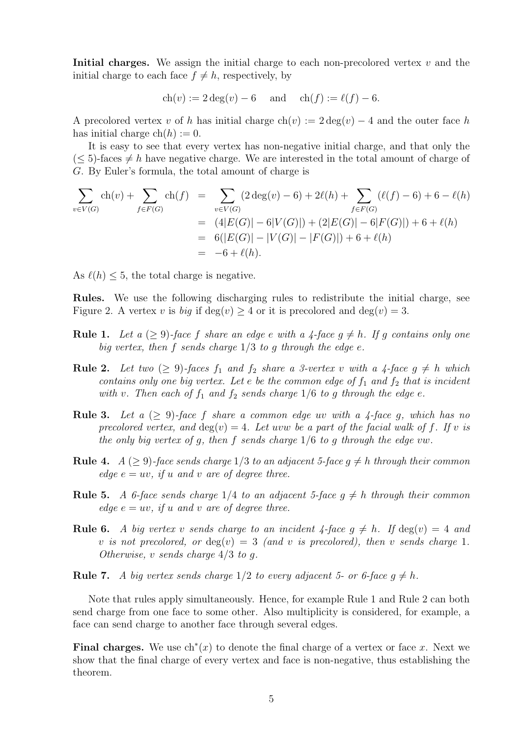**Initial charges.** We assign the initial charge to each non-precolored vertex $v$ and the initial charge to each face $f \neq h$, respectively, by

$$\mathrm{ch}(v) := 2\deg(v) - 6 \quad \text{and} \quad \mathrm{ch}(f) := \ell(f) - 6.$$

A precolored vertex $v$ of $h$ has initial charge $\mathrm{ch}(v) := 2\deg(v) - 4$ and the outer face $h$ has initial charge $\mathrm{ch}(h) := 0$.

It is easy to see that every vertex has non-negative initial charge, and that only the $(\leq 5)$-faces $\neq h$ have negative charge. We are interested in the total amount of charge of $G$. By Euler's formula, the total amount of charge is

$$\begin{aligned}
\sum_{v \in V(G)} \mathrm{ch}(v) + \sum_{f \in F(G)} \mathrm{ch}(f) &= \sum_{v \in V(G)} (2\deg(v) - 6) + 2\ell(h) + \sum_{f \in F(G)} (\ell(f) - 6) + 6 - \ell(h) \\
&= (4|E(G)| - 6|V(G)|) + (2|E(G)| - 6|F(G)|) + 6 + \ell(h) \\
&= 6(|E(G)| - |V(G)| - |F(G)|) + 6 + \ell(h) \\
&= -6 + \ell(h).
\end{aligned}$$

As $\ell(h) \leq 5$, the total charge is negative.

**Rules.** We use the following discharging rules to redistribute the initial charge, see Figure 2. A vertex $v$ is *big* if $\deg(v) \geq 4$ or it is precolored and $\deg(v) = 3$.

**Rule 1.** *Let a $(\geq 9)$-face $f$ share an edge $e$ with a 4-face $g \neq h$. If $g$ contains only one big vertex, then $f$ sends charge $1/3$ to $g$ through the edge $e$.*

**Rule 2.** *Let two $(\geq 9)$-faces $f_1$ and $f_2$ share a 3-vertex $v$ with a 4-face $g \neq h$ which contains only one big vertex. Let $e$ be the common edge of $f_1$ and $f_2$ that is incident with $v$. Then each of $f_1$ and $f_2$ sends charge $1/6$ to $g$ through the edge $e$.*

**Rule 3.** *Let a $(\geq 9)$-face $f$ share a common edge $uv$ with a 4-face $g$, which has no precolored vertex, and $\deg(v) = 4$. Let $uvw$ be a part of the facial walk of $f$. If $v$ is the only big vertex of $g$, then $f$ sends charge $1/6$ to $g$ through the edge $vw$.*

**Rule 4.** *A $(\geq 9)$-face sends charge $1/3$ to an adjacent 5-face $g \neq h$ through their common edge $e = uv$, if $u$ and $v$ are of degree three.*

**Rule 5.** *A 6-face sends charge $1/4$ to an adjacent 5-face $g \neq h$ through their common edge $e = uv$, if $u$ and $v$ are of degree three.*

**Rule 6.** *A big vertex $v$ sends charge to an incident 4-face $g \neq h$. If $\deg(v) = 4$ and $v$ is not precolored, or $\deg(v) = 3$ (and $v$ is precolored), then $v$ sends charge 1. Otherwise, $v$ sends charge $4/3$ to $g$.*

**Rule 7.** *A big vertex sends charge $1/2$ to every adjacent 5- or 6-face $g \neq h$.*

Note that rules apply simultaneously. Hence, for example Rule 1 and Rule 2 can both send charge from one face to some other. Also multiplicity is considered, for example, a face can send charge to another face through several edges.

**Final charges.** We use $\mathrm{ch}^*(x)$ to denote the final charge of a vertex or face $x$. Next we show that the final charge of every vertex and face is non-negative, thus establishing the theorem.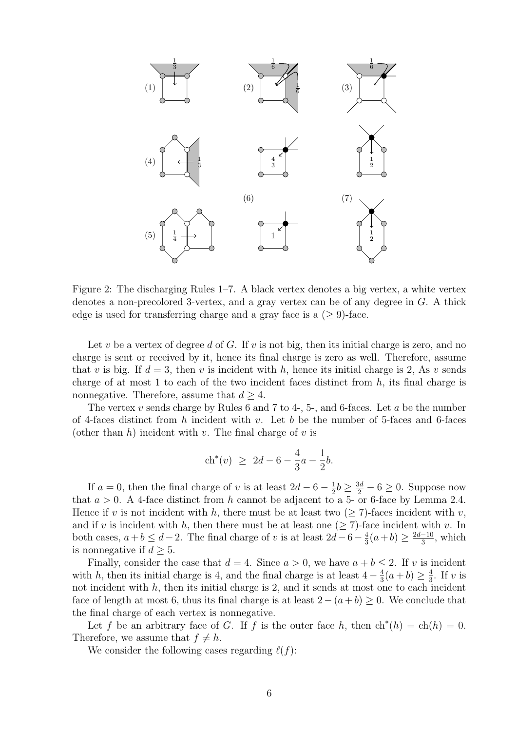Figure 2: The discharging Rules 1–7. A black vertex denotes a big vertex, a white vertex denotes a non-precolored 3-vertex, and a gray vertex can be of any degree in $G$. A thick edge is used for transferring charge and a gray face is a ($\geq 9$)-face.

Let $v$ be a vertex of degree $d$ of $G$. If $v$ is not big, then its initial charge is zero, and no charge is sent or received by it, hence its final charge is zero as well. Therefore, assume that $v$ is big. If $d = 3$, then $v$ is incident with $h$, hence its initial charge is 2, As $v$ sends charge of at most 1 to each of the two incident faces distinct from $h$, its final charge is nonnegative. Therefore, assume that $d \geq 4$.

The vertex $v$ sends charge by Rules 6 and 7 to 4-, 5-, and 6-faces. Let $a$ be the number of 4-faces distinct from $h$ incident with $v$. Let $b$ be the number of 5-faces and 6-faces (other than $h$) incident with $v$. The final charge of $v$ is

$$\mathrm{ch}^*(v) \;\geq\; 2d - 6 - \frac{4}{3}a - \frac{1}{2}b.$$

If $a = 0$, then the final charge of $v$ is at least $2d - 6 - \frac{1}{2}b \geq \frac{3d}{2} - 6 \geq 0$. Suppose now that $a > 0$. A 4-face distinct from $h$ cannot be adjacent to a 5- or 6-face by Lemma 2.4. Hence if $v$ is not incident with $h$, there must be at least two ($\geq 7$)-faces incident with $v$, and if $v$ is incident with $h$, then there must be at least one ($\geq 7$)-face incident with $v$. In both cases, $a + b \leq d - 2$. The final charge of $v$ is at least $2d - 6 - \frac{4}{3}(a + b) \geq \frac{2d-10}{3}$, which is nonnegative if $d \geq 5$.

Finally, consider the case that $d = 4$. Since $a > 0$, we have $a + b \leq 2$. If $v$ is incident with $h$, then its initial charge is 4, and the final charge is at least $4 - \frac{4}{3}(a + b) \geq \frac{4}{3}$. If $v$ is not incident with $h$, then its initial charge is 2, and it sends at most one to each incident face of length at most 6, thus its final charge is at least $2 - (a + b) \geq 0$. We conclude that the final charge of each vertex is nonnegative.

Let $f$ be an arbitrary face of $G$. If $f$ is the outer face $h$, then $\mathrm{ch}^*(h) = \mathrm{ch}(h) = 0$. Therefore, we assume that $f \neq h$.

We consider the following cases regarding $\ell(f)$: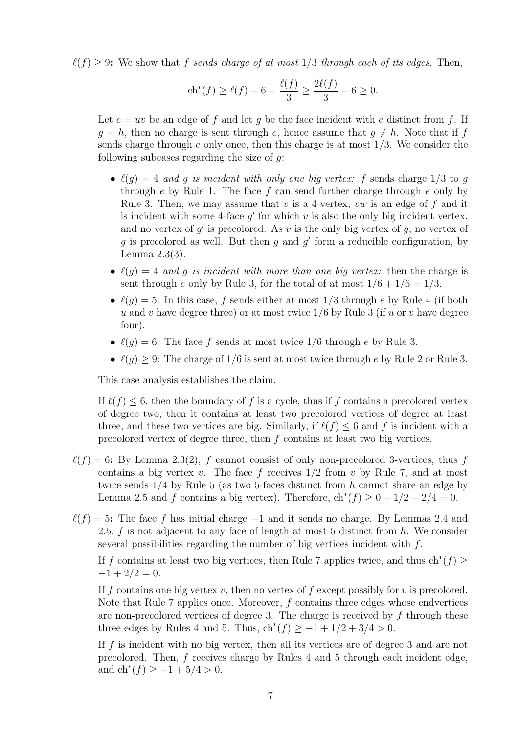**$\ell(f) \geq 9$:** We show that $f$ *sends charge of at most* $1/3$ *through each of its edges*. Then,

$$\mathrm{ch}^*(f) \geq \ell(f) - 6 - \frac{\ell(f)}{3} \geq \frac{2\ell(f)}{3} - 6 \geq 0.$$

Let $e = uv$ be an edge of $f$ and let $g$ be the face incident with $e$ distinct from $f$. If $g = h$, then no charge is sent through $e$, hence assume that $g \neq h$. Note that if $f$ sends charge through $e$ only once, then this charge is at most $1/3$. We consider the following subcases regarding the size of $g$:

- *$\ell(g) = 4$ and $g$ is incident with only one big vertex:* $f$ sends charge $1/3$ to $g$ through $e$ by Rule 1. The face $f$ can send further charge through $e$ only by Rule 3. Then, we may assume that $v$ is a 4-vertex, $vw$ is an edge of $f$ and it is incident with some 4-face $g'$ for which $v$ is also the only big incident vertex, and no vertex of $g'$ is precolored. As $v$ is the only big vertex of $g$, no vertex of $g$ is precolored as well. But then $g$ and $g'$ form a reducible configuration, by Lemma 2.3(3).
- *$\ell(g) = 4$ and $g$ is incident with more than one big vertex:* then the charge is sent through $e$ only by Rule 3, for the total of at most $1/6 + 1/6 = 1/3$.
- $\ell(g) = 5$: In this case, $f$ sends either at most $1/3$ through $e$ by Rule 4 (if both $u$ and $v$ have degree three) or at most twice $1/6$ by Rule 3 (if $u$ or $v$ have degree four).
- $\ell(g) = 6$: The face $f$ sends at most twice $1/6$ through $e$ by Rule 3.
- $\ell(g) \geq 9$: The charge of $1/6$ is sent at most twice through $e$ by Rule 2 or Rule 3.

This case analysis establishes the claim.

If $\ell(f) \leq 6$, then the boundary of $f$ is a cycle, thus if $f$ contains a precolored vertex of degree two, then it contains at least two precolored vertices of degree at least three, and these two vertices are big. Similarly, if $\ell(f) \leq 6$ and $f$ is incident with a precolored vertex of degree three, then $f$ contains at least two big vertices.

**$\ell(f) = 6$:** By Lemma 2.3(2), $f$ cannot consist of only non-precolored 3-vertices, thus $f$ contains a big vertex $v$. The face $f$ receives $1/2$ from $v$ by Rule 7, and at most twice sends $1/4$ by Rule 5 (as two 5-faces distinct from $h$ cannot share an edge by Lemma 2.5 and $f$ contains a big vertex). Therefore, $\mathrm{ch}^*(f) \geq 0 + 1/2 - 2/4 = 0$.

**$\ell(f) = 5$:** The face $f$ has initial charge $-1$ and it sends no charge. By Lemmas 2.4 and 2.5, $f$ is not adjacent to any face of length at most 5 distinct from $h$. We consider several possibilities regarding the number of big vertices incident with $f$.

If $f$ contains at least two big vertices, then Rule 7 applies twice, and thus $\mathrm{ch}^*(f) \geq -1 + 2/2 = 0$.

If $f$ contains one big vertex $v$, then no vertex of $f$ except possibly for $v$ is precolored. Note that Rule 7 applies once. Moreover, $f$ contains three edges whose endvertices are non-precolored vertices of degree 3. The charge is received by $f$ through these three edges by Rules 4 and 5. Thus, $\mathrm{ch}^*(f) \geq -1 + 1/2 + 3/4 > 0$.

If $f$ is incident with no big vertex, then all its vertices are of degree 3 and are not precolored. Then, $f$ receives charge by Rules 4 and 5 through each incident edge, and $\mathrm{ch}^*(f) \geq -1 + 5/4 > 0$.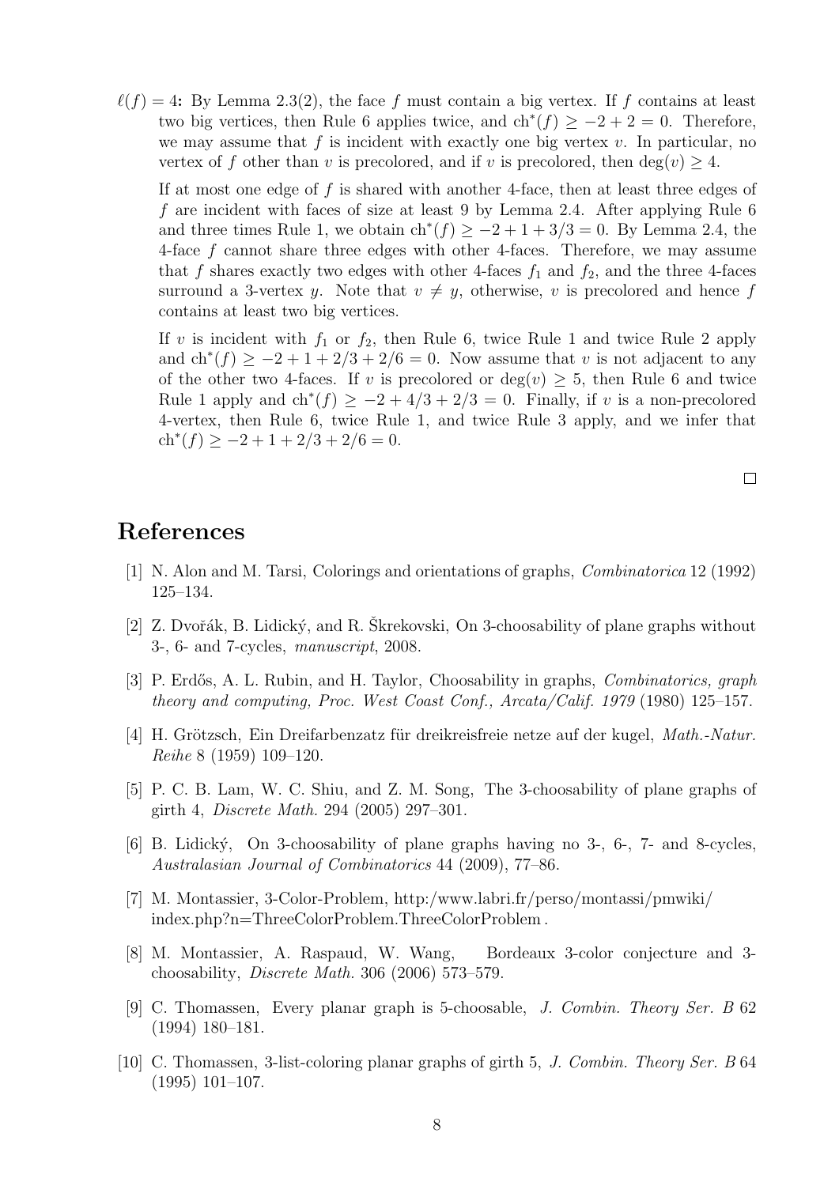$\ell(f) = 4$: By Lemma 2.3(2), the face $f$ must contain a big vertex. If $f$ contains at least two big vertices, then Rule 6 applies twice, and $\mathrm{ch}^*(f) \geq -2 + 2 = 0$. Therefore, we may assume that $f$ is incident with exactly one big vertex $v$. In particular, no vertex of $f$ other than $v$ is precolored, and if $v$ is precolored, then $\deg(v) \geq 4$.

If at most one edge of $f$ is shared with another 4-face, then at least three edges of $f$ are incident with faces of size at least 9 by Lemma 2.4. After applying Rule 6 and three times Rule 1, we obtain $\mathrm{ch}^*(f) \geq -2 + 1 + 3/3 = 0$. By Lemma 2.4, the 4-face $f$ cannot share three edges with other 4-faces. Therefore, we may assume that $f$ shares exactly two edges with other 4-faces $f_1$ and $f_2$, and the three 4-faces surround a 3-vertex $y$. Note that $v \neq y$, otherwise, $v$ is precolored and hence $f$ contains at least two big vertices.

If $v$ is incident with $f_1$ or $f_2$, then Rule 6, twice Rule 1 and twice Rule 2 apply and $\mathrm{ch}^*(f) \geq -2 + 1 + 2/3 + 2/6 = 0$. Now assume that $v$ is not adjacent to any of the other two 4-faces. If $v$ is precolored or $\deg(v) \geq 5$, then Rule 6 and twice Rule 1 apply and $\mathrm{ch}^*(f) \geq -2 + 4/3 + 2/3 = 0$. Finally, if $v$ is a non-precolored 4-vertex, then Rule 6, twice Rule 1, and twice Rule 3 apply, and we infer that $\mathrm{ch}^*(f) \geq -2 + 1 + 2/3 + 2/6 = 0$.

□

# References

[1] N. Alon and M. Tarsi, Colorings and orientations of graphs, *Combinatorica* 12 (1992) 125–134.

[2] Z. Dvořák, B. Lidický, and R. Škrekovski, On 3-choosability of plane graphs without 3-, 6- and 7-cycles, *manuscript*, 2008.

[3] P. Erdős, A. L. Rubin, and H. Taylor, Choosability in graphs, *Combinatorics, graph theory and computing, Proc. West Coast Conf., Arcata/Calif. 1979* (1980) 125–157.

[4] H. Grötzsch, Ein Dreifarbenzatz für dreikreisfreie netze auf der kugel, *Math.-Natur. Reihe* 8 (1959) 109–120.

[5] P. C. B. Lam, W. C. Shiu, and Z. M. Song, The 3-choosability of plane graphs of girth 4, *Discrete Math.* 294 (2005) 297–301.

[6] B. Lidický, On 3-choosability of plane graphs having no 3-, 6-, 7- and 8-cycles, *Australasian Journal of Combinatorics* 44 (2009), 77–86.

[7] M. Montassier, 3-Color-Problem, http:/www.labri.fr/perso/montassi/pmwiki/index.php?n=ThreeColorProblem.ThreeColorProblem .

[8] M. Montassier, A. Raspaud, W. Wang, Bordeaux 3-color conjecture and 3-choosability, *Discrete Math.* 306 (2006) 573–579.

[9] C. Thomassen, Every planar graph is 5-choosable, *J. Combin. Theory Ser. B* 62 (1994) 180–181.

[10] C. Thomassen, 3-list-coloring planar graphs of girth 5, *J. Combin. Theory Ser. B* 64 (1995) 101–107.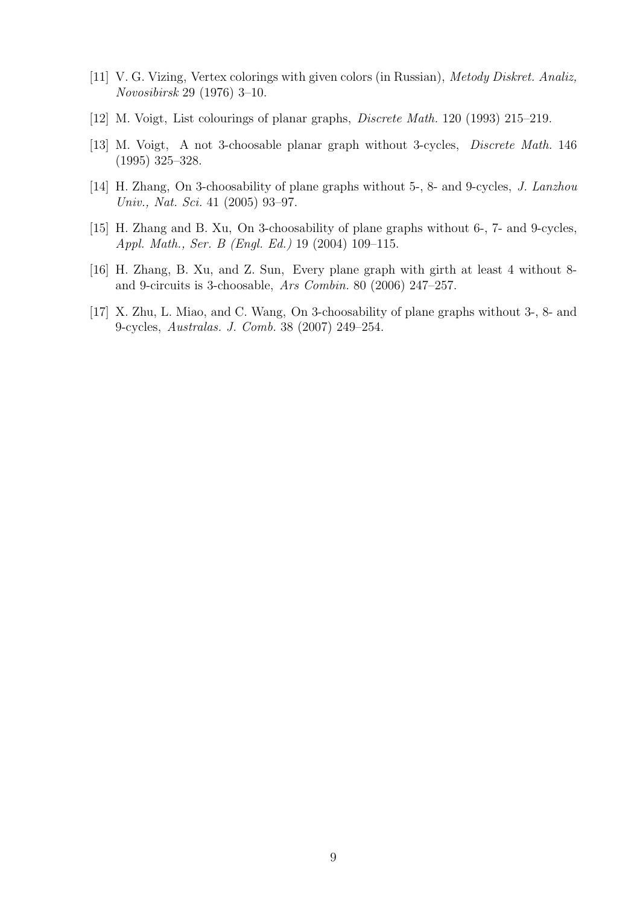[11] V. G. Vizing, Vertex colorings with given colors (in Russian), *Metody Diskret. Analiz, Novosibirsk* 29 (1976) 3–10.

[12] M. Voigt, List colourings of planar graphs, *Discrete Math.* 120 (1993) 215–219.

[13] M. Voigt, A not 3-choosable planar graph without 3-cycles, *Discrete Math.* 146 (1995) 325–328.

[14] H. Zhang, On 3-choosability of plane graphs without 5-, 8- and 9-cycles, *J. Lanzhou Univ., Nat. Sci.* 41 (2005) 93–97.

[15] H. Zhang and B. Xu, On 3-choosability of plane graphs without 6-, 7- and 9-cycles, *Appl. Math., Ser. B (Engl. Ed.)* 19 (2004) 109–115.

[16] H. Zhang, B. Xu, and Z. Sun, Every plane graph with girth at least 4 without 8- and 9-circuits is 3-choosable, *Ars Combin.* 80 (2006) 247–257.

[17] X. Zhu, L. Miao, and C. Wang, On 3-choosability of plane graphs without 3-, 8- and 9-cycles, *Australas. J. Comb.* 38 (2007) 249–254.